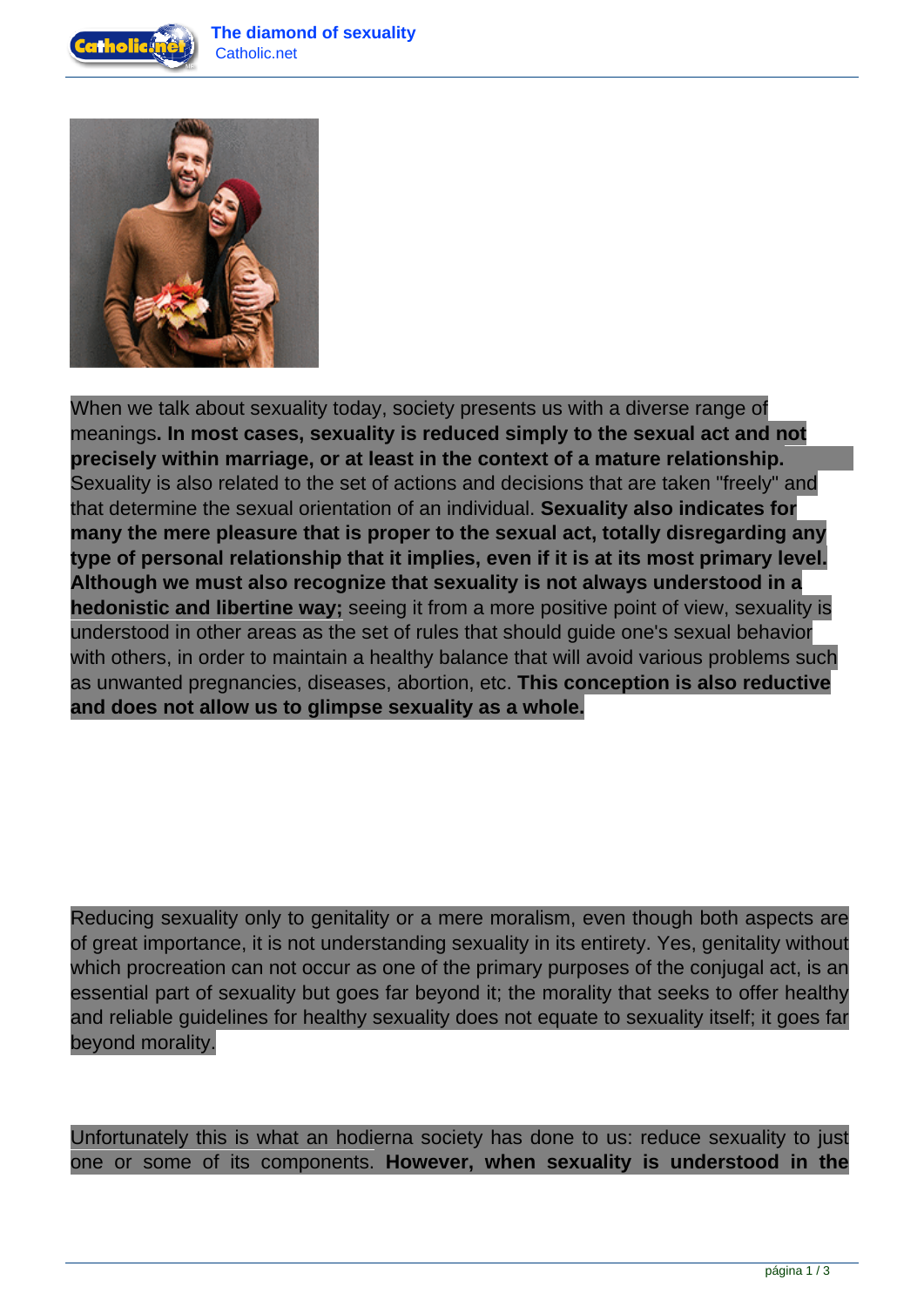# The diamond of sexuality

When we talk about sexuality today, society presents us with a diverse range of meanings**. In most cases, sexuality is reduced simply to the sexual act and not precisely within marriage, or at least in the context of a mature relationship.** Sexuality is also related to the set of actions and decisions that are taken "freely" and that determine the sexual orientation of an individual. **Sexuality also indicates for many the mere pleasure that is proper to the sexual act, totally disregarding any type of personal relationship that it implies, even if it is at its most primary level. Although we must also recognize that sexuality is not always understood in a hedonistic and libertine way;** seeing it from a more positive point of view, sexuality is understood in other areas as the set of rules that should guide one's sexual behavior with others, in order to maintain a healthy balance that will avoid various problems such as unwanted pregnancies, diseases, abortion, etc. **This conception is also reductive and does not allow us to glimpse sexuality as a whole.**

Reducing sexuality only to genitality or a mere moralism, even though both aspects are of great importance, it is not understanding sexuality in its entirety. Yes, genitality without which procreation can not occur as one of the primary purposes of the conjugal act, is an essential part of sexuality but goes far beyond it; the morality that seeks to offer healthy and reliable guidelines for healthy sexuality does not equate to sexuality itself; it goes far beyond morality.

Unfortunately this is what an hodierna society has done to us: reduce sexuality to just one or some of its components. **However, when sexuality is understood in the**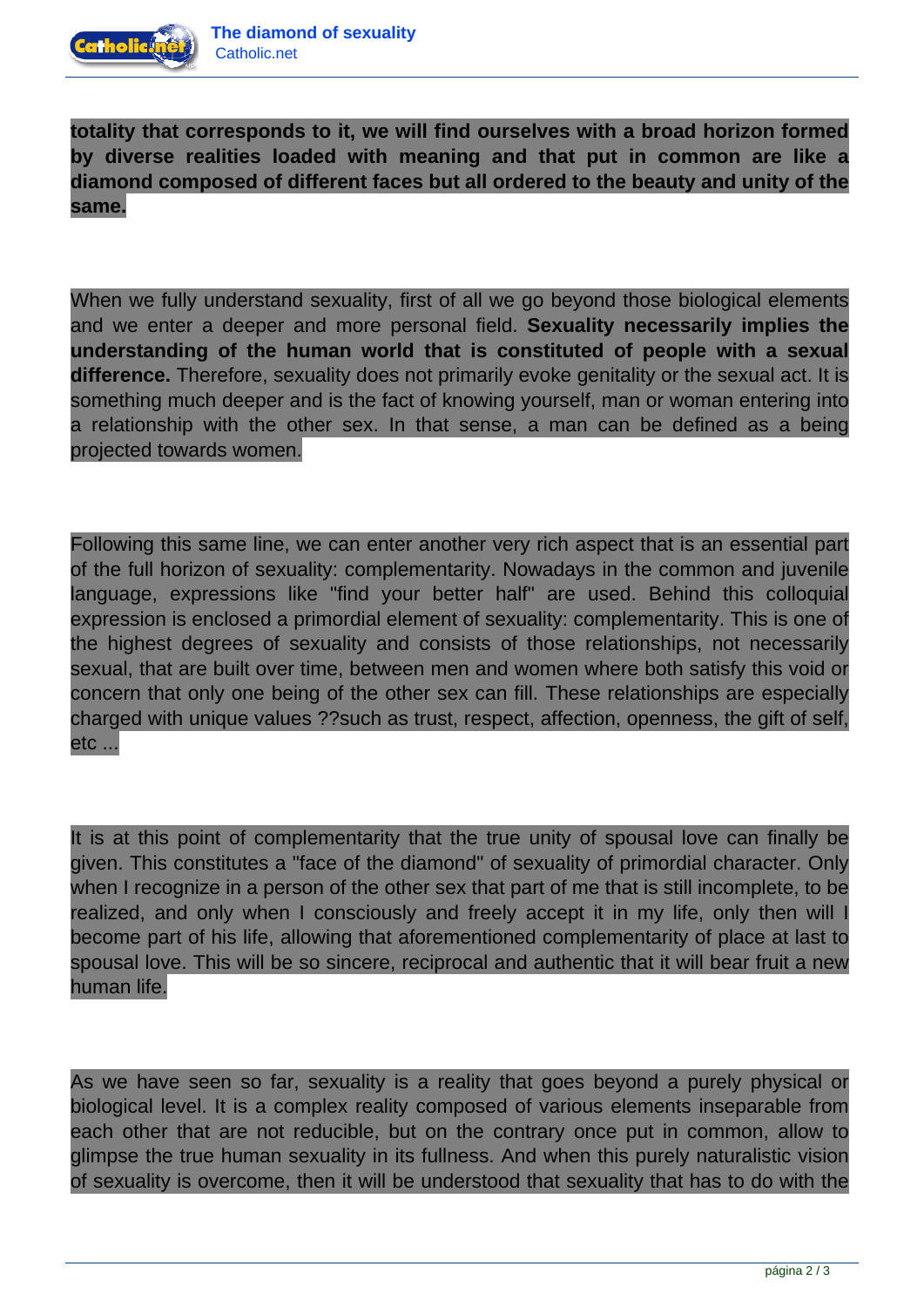**totality that corresponds to it, we will find ourselves with a broad horizon formed by diverse realities loaded with meaning and that put in common are like a diamond composed of different faces but all ordered to the beauty and unity of the same.**

When we fully understand sexuality, first of all we go beyond those biological elements and we enter a deeper and more personal field. **Sexuality necessarily implies the understanding of the human world that is constituted of people with a sexual difference.** Therefore, sexuality does not primarily evoke genitality or the sexual act. It is something much deeper and is the fact of knowing yourself, man or woman entering into a relationship with the other sex. In that sense, a man can be defined as a being projected towards women.

Following this same line, we can enter another very rich aspect that is an essential part of the full horizon of sexuality: complementarity. Nowadays in the common and juvenile language, expressions like "find your better half" are used. Behind this colloquial expression is enclosed a primordial element of sexuality: complementarity. This is one of the highest degrees of sexuality and consists of those relationships, not necessarily sexual, that are built over time, between men and women where both satisfy this void or concern that only one being of the other sex can fill. These relationships are especially charged with unique values ??such as trust, respect, affection, openness, the gift of self, etc ...

It is at this point of complementarity that the true unity of spousal love can finally be given. This constitutes a "face of the diamond" of sexuality of primordial character. Only when I recognize in a person of the other sex that part of me that is still incomplete, to be realized, and only when I consciously and freely accept it in my life, only then will I become part of his life, allowing that aforementioned complementarity of place at last to spousal love. This will be so sincere, reciprocal and authentic that it will bear fruit a new human life.

As we have seen so far, sexuality is a reality that goes beyond a purely physical or biological level. It is a complex reality composed of various elements inseparable from each other that are not reducible, but on the contrary once put in common, allow to glimpse the true human sexuality in its fullness. And when this purely naturalistic vision of sexuality is overcome, then it will be understood that sexuality that has to do with the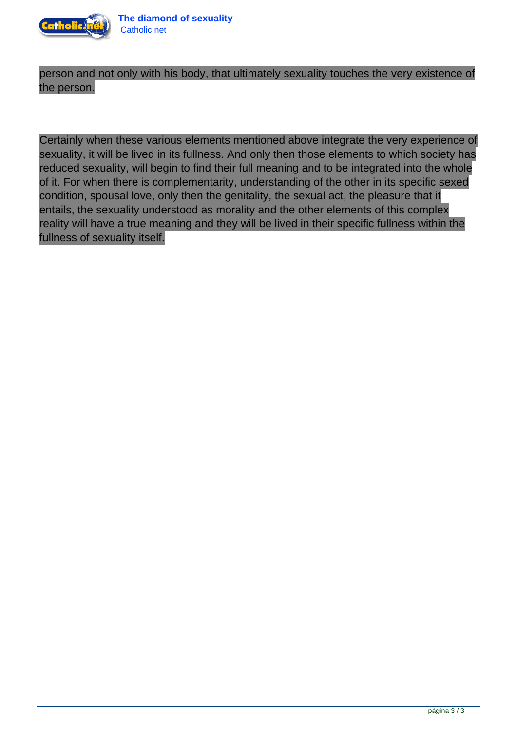person and not only with his body, that ultimately sexuality touches the very existence of the person.

Certainly when these various elements mentioned above integrate the very experience of sexuality, it will be lived in its fullness. And only then those elements to which society has reduced sexuality, will begin to find their full meaning and to be integrated into the whole of it. For when there is complementarity, understanding of the other in its specific sexed condition, spousal love, only then the genitality, the sexual act, the pleasure that it entails, the sexuality understood as morality and the other elements of this complex reality will have a true meaning and they will be lived in their specific fullness within the fullness of sexuality itself.